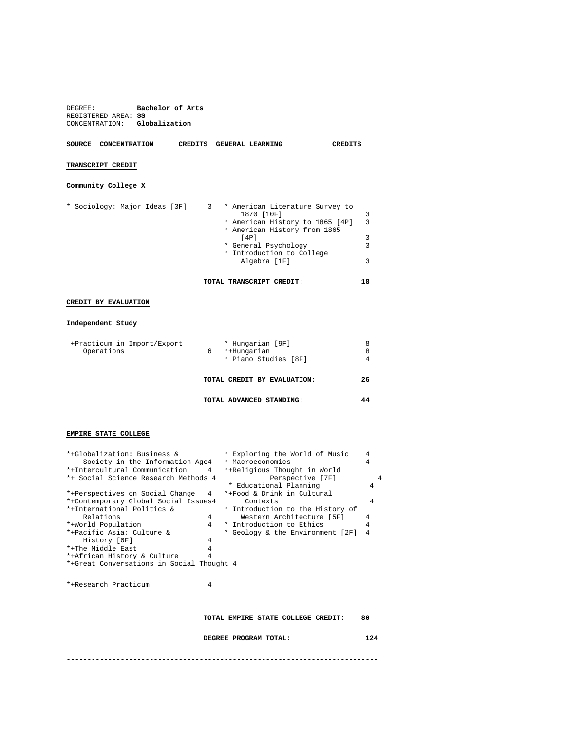DEGREE: **Bachelor of Arts**
REGISTERED AREA: **SS**
CONCENTRATION: **Globalization**

| **SOURCE CONCENTRATION** | **CREDITS** | **GENERAL LEARNING** | **CREDITS** |
|---|---|---|---|

**TRANSCRIPT CREDIT**

**Community College X**

| Concentration | Credits | General Learning | Credits |
|---|---|---|---|
| * Sociology: Major Ideas [3F] | 3 | * American Literature Survey to 1870 [10F] | 3 |
| | | * American History to 1865 [4P] | 3 |
| | | * American History from 1865 [4P] | 3 |
| | | * General Psychology | 3 |
| | | * Introduction to College Algebra [1F] | 3 |

**TOTAL TRANSCRIPT CREDIT: 18**

**CREDIT BY EVALUATION**

**Independent Study**

| Concentration | Credits | General Learning | Credits |
|---|---|---|---|
| +Practicum in Import/Export Operations | 6 | * Hungarian [9F] | 8 |
| | | *+Hungarian | 8 |
| | | * Piano Studies [8F] | 4 |

**TOTAL CREDIT BY EVALUATION: 26**

**TOTAL ADVANCED STANDING: 44**

**EMPIRE STATE COLLEGE**

| Concentration | Credits | General Learning | Credits |
|---|---|---|---|
| *+Globalization: Business & Society in the Information Age | 4 | * Exploring the World of Music | 4 |
| *+Intercultural Communication | 4 | * Macroeconomics | 4 |
| *+ Social Science Research Methods | 4 | *+Religious Thought in World Perspective [7F] | 4 |
| *+Perspectives on Social Change | 4 | * Educational Planning | 4 |
| *+Contemporary Global Social Issues | 4 | *+Food & Drink in Cultural Contexts | 4 |
| *+International Politics & Relations | 4 | * Introduction to the History of Western Architecture [5F] | 4 |
| *+World Population | 4 | * Introduction to Ethics | 4 |
| *+Pacific Asia: Culture & History [6F] | 4 | * Geology & the Environment [2F] | 4 |
| *+The Middle East | 4 | | |
| *+African History & Culture | 4 | | |
| *+Great Conversations in Social Thought | 4 | | |
| *+Research Practicum | 4 | | |

**TOTAL EMPIRE STATE COLLEGE CREDIT: 80**

**DEGREE PROGRAM TOTAL: 124**

---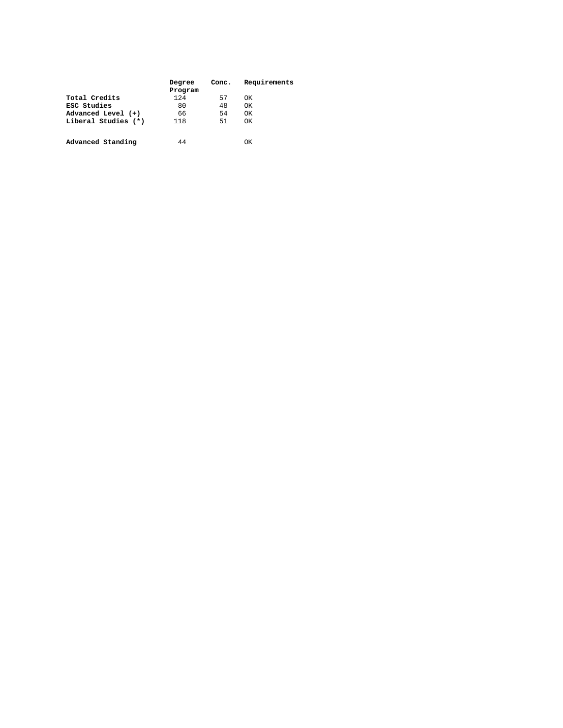| | Degree Program | Conc. | Requirements |
|---|---|---|---|
| **Total Credits** | 124 | 57 | OK |
| **ESC Studies** | 80 | 48 | OK |
| **Advanced Level (+)** | 66 | 54 | OK |
| **Liberal Studies (*)** | 118 | 51 | OK |
| | | | |
| **Advanced Standing** | 44 | | OK |